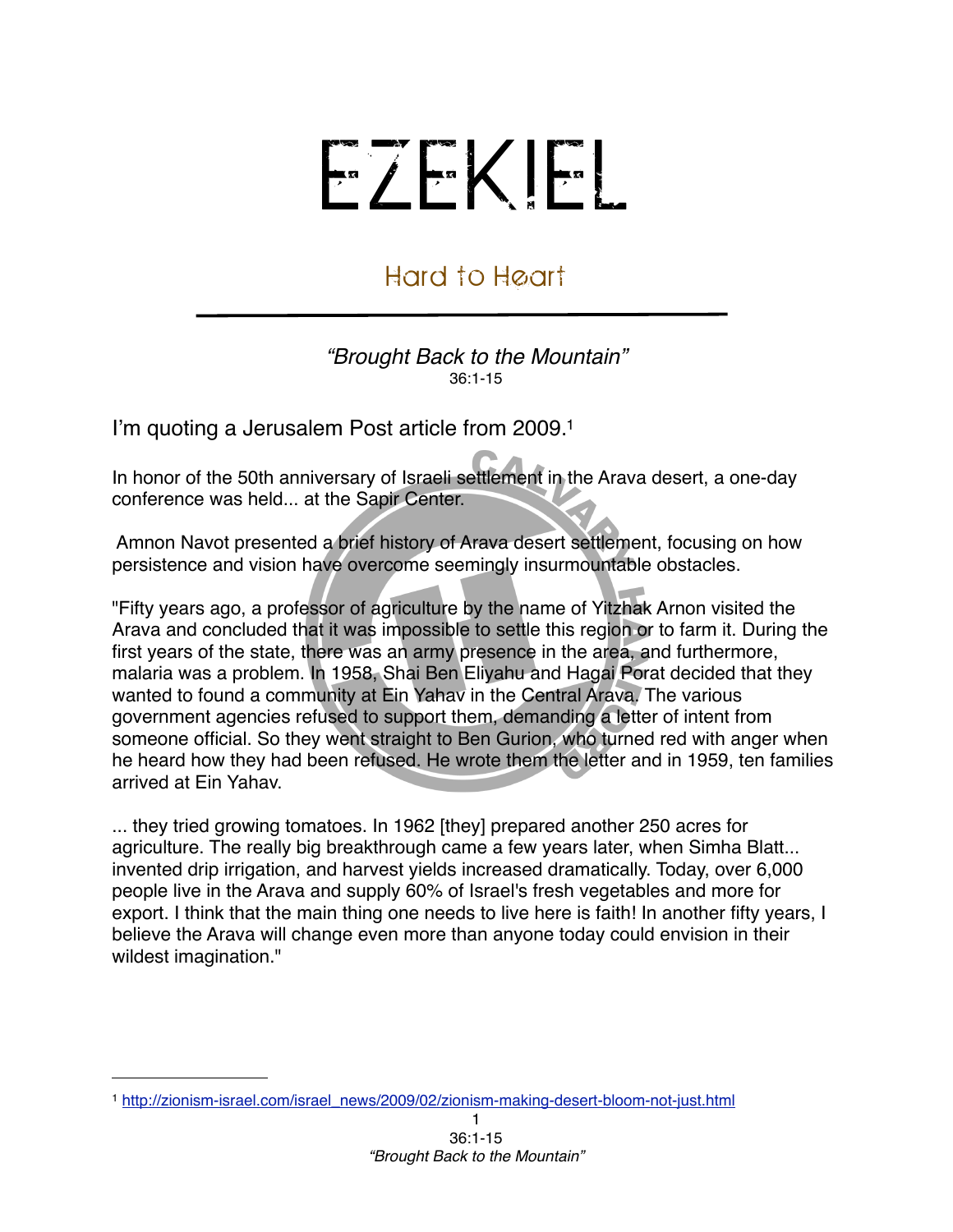# EZEKIEL

## Hard to Heart

*"Brought Back to the Mountain"*
36:1-15

I'm quoting a Jerusalem Post article from 2009.[1]

In honor of the 50th anniversary of Israeli settlement in the Arava desert, a one-day conference was held... at the Sapir Center.

Amnon Navot presented a brief history of Arava desert settlement, focusing on how persistence and vision have overcome seemingly insurmountable obstacles.

"Fifty years ago, a professor of agriculture by the name of Yitzhak Arnon visited the Arava and concluded that it was impossible to settle this region or to farm it. During the first years of the state, there was an army presence in the area, and furthermore, malaria was a problem. In 1958, Shai Ben Eliyahu and Hagai Porat decided that they wanted to found a community at Ein Yahav in the Central Arava. The various government agencies refused to support them, demanding a letter of intent from someone official. So they went straight to Ben Gurion, who turned red with anger when he heard how they had been refused. He wrote them the letter and in 1959, ten families arrived at Ein Yahav.

... they tried growing tomatoes. In 1962 [they] prepared another 250 acres for agriculture. The really big breakthrough came a few years later, when Simha Blatt... invented drip irrigation, and harvest yields increased dramatically. Today, over 6,000 people live in the Arava and supply 60% of Israel's fresh vegetables and more for export. I think that the main thing one needs to live here is faith! In another fifty years, I believe the Arava will change even more than anyone today could envision in their wildest imagination."

---

[1] http://zionism-israel.com/israel_news/2009/02/zionism-making-desert-bloom-not-just.html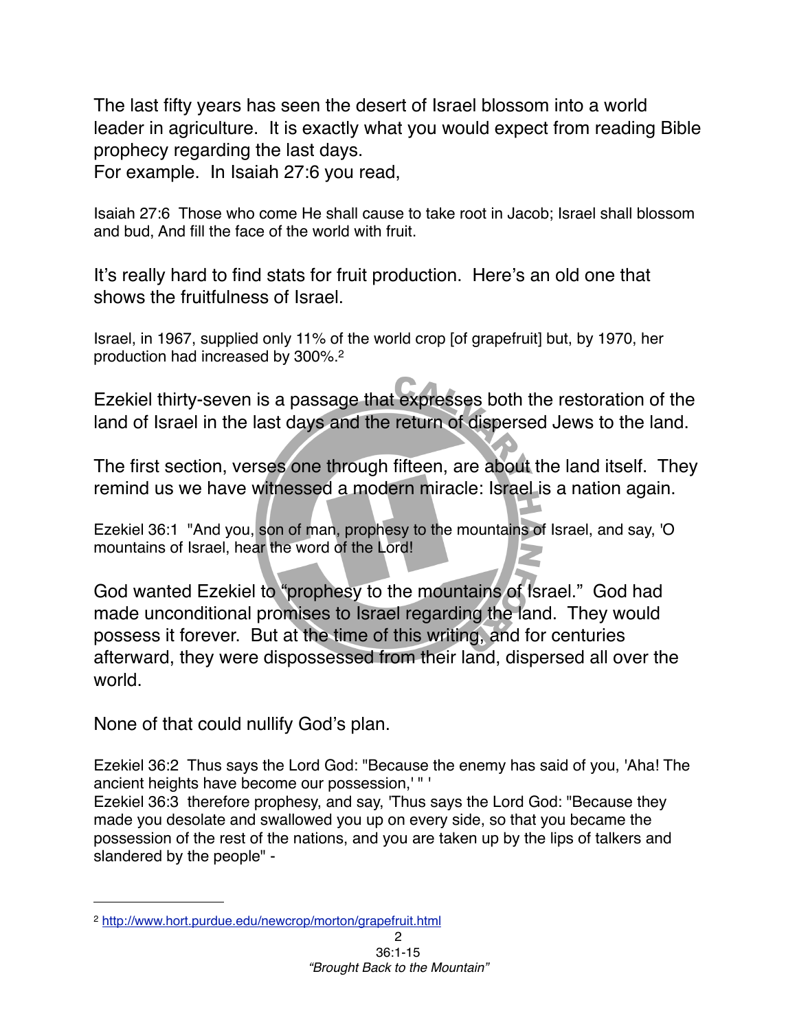The last fifty years has seen the desert of Israel blossom into a world leader in agriculture. It is exactly what you would expect from reading Bible prophecy regarding the last days.

For example. In Isaiah 27:6 you read,

Isaiah 27:6 Those who come He shall cause to take root in Jacob; Israel shall blossom and bud, And fill the face of the world with fruit.

It's really hard to find stats for fruit production. Here's an old one that shows the fruitfulness of Israel.

Israel, in 1967, supplied only 11% of the world crop [of grapefruit] but, by 1970, her production had increased by 300%.[2]

Ezekiel thirty-seven is a passage that expresses both the restoration of the land of Israel in the last days and the return of dispersed Jews to the land.

The first section, verses one through fifteen, are about the land itself. They remind us we have witnessed a modern miracle: Israel is a nation again.

Ezekiel 36:1 "And you, son of man, prophesy to the mountains of Israel, and say, 'O mountains of Israel, hear the word of the Lord!

God wanted Ezekiel to "prophesy to the mountains of Israel." God had made unconditional promises to Israel regarding the land. They would possess it forever. But at the time of this writing, and for centuries afterward, they were dispossessed from their land, dispersed all over the world.

None of that could nullify God's plan.

Ezekiel 36:2 Thus says the Lord God: "Because the enemy has said of you, 'Aha! The ancient heights have become our possession,' " '

Ezekiel 36:3 therefore prophesy, and say, 'Thus says the Lord God: "Because they made you desolate and swallowed you up on every side, so that you became the possession of the rest of the nations, and you are taken up by the lips of talkers and slandered by the people" -

---

[2] http://www.hort.purdue.edu/newcrop/morton/grapefruit.html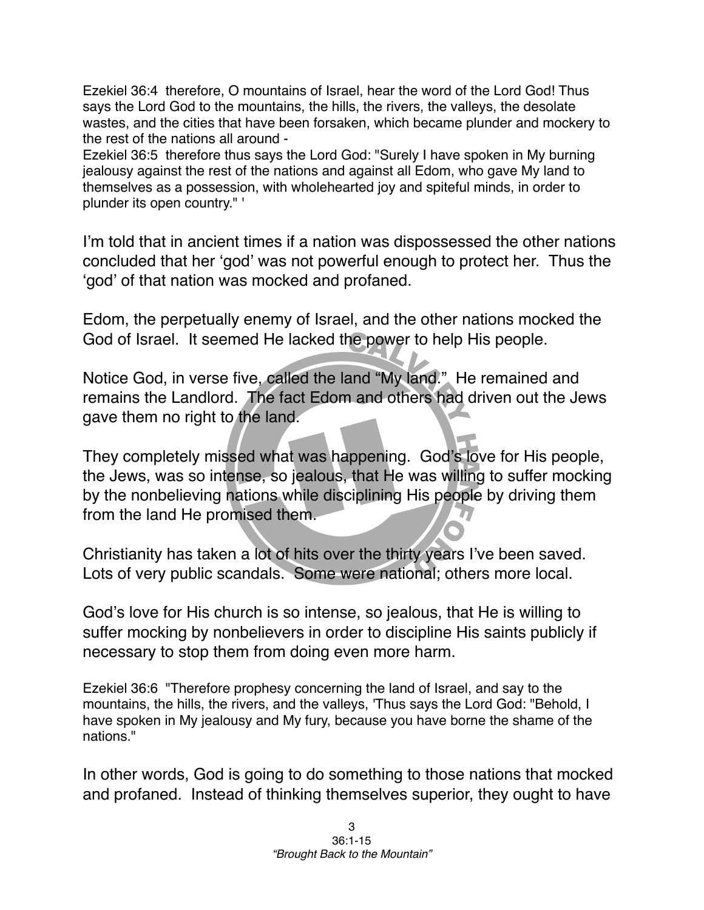Ezekiel 36:4  therefore, O mountains of Israel, hear the word of the Lord God! Thus says the Lord God to the mountains, the hills, the rivers, the valleys, the desolate wastes, and the cities that have been forsaken, which became plunder and mockery to the rest of the nations all around -

Ezekiel 36:5  therefore thus says the Lord God: "Surely I have spoken in My burning jealousy against the rest of the nations and against all Edom, who gave My land to themselves as a possession, with wholehearted joy and spiteful minds, in order to plunder its open country." '

I'm told that in ancient times if a nation was dispossessed the other nations concluded that her 'god' was not powerful enough to protect her.  Thus the 'god' of that nation was mocked and profaned.

Edom, the perpetually enemy of Israel, and the other nations mocked the God of Israel.  It seemed He lacked the power to help His people.

Notice God, in verse five, called the land "My land."  He remained and remains the Landlord.  The fact Edom and others had driven out the Jews gave them no right to the land.

They completely missed what was happening.  God's love for His people, the Jews, was so intense, so jealous, that He was willing to suffer mocking by the nonbelieving nations while disciplining His people by driving them from the land He promised them.

Christianity has taken a lot of hits over the thirty years I've been saved.  Lots of very public scandals.  Some were national; others more local.

God's love for His church is so intense, so jealous, that He is willing to suffer mocking by nonbelievers in order to discipline His saints publicly if necessary to stop them from doing even more harm.

Ezekiel 36:6  "Therefore prophesy concerning the land of Israel, and say to the mountains, the hills, the rivers, and the valleys, 'Thus says the Lord God: "Behold, I have spoken in My jealousy and My fury, because you have borne the shame of the nations."

In other words, God is going to do something to those nations that mocked and profaned.  Instead of thinking themselves superior, they ought to have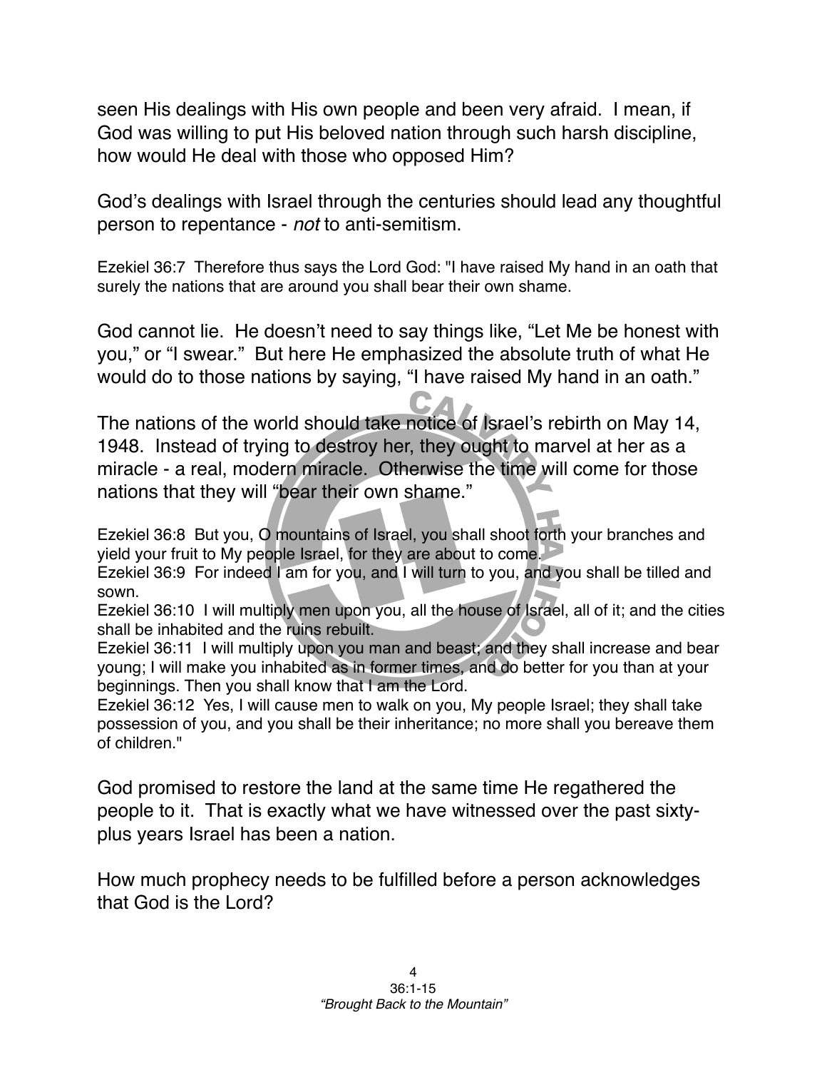seen His dealings with His own people and been very afraid. I mean, if God was willing to put His beloved nation through such harsh discipline, how would He deal with those who opposed Him?

God's dealings with Israel through the centuries should lead any thoughtful person to repentance - *not* to anti-semitism.

Ezekiel 36:7 Therefore thus says the Lord God: "I have raised My hand in an oath that surely the nations that are around you shall bear their own shame.

God cannot lie. He doesn't need to say things like, "Let Me be honest with you," or "I swear." But here He emphasized the absolute truth of what He would do to those nations by saying, "I have raised My hand in an oath."

The nations of the world should take notice of Israel's rebirth on May 14, 1948. Instead of trying to destroy her, they ought to marvel at her as a miracle - a real, modern miracle. Otherwise the time will come for those nations that they will "bear their own shame."

Ezekiel 36:8 But you, O mountains of Israel, you shall shoot forth your branches and yield your fruit to My people Israel, for they are about to come.
Ezekiel 36:9 For indeed I am for you, and I will turn to you, and you shall be tilled and sown.
Ezekiel 36:10 I will multiply men upon you, all the house of Israel, all of it; and the cities shall be inhabited and the ruins rebuilt.
Ezekiel 36:11 I will multiply upon you man and beast; and they shall increase and bear young; I will make you inhabited as in former times, and do better for you than at your beginnings. Then you shall know that I am the Lord.
Ezekiel 36:12 Yes, I will cause men to walk on you, My people Israel; they shall take possession of you, and you shall be their inheritance; no more shall you bereave them of children."

God promised to restore the land at the same time He regathered the people to it. That is exactly what we have witnessed over the past sixty-plus years Israel has been a nation.

How much prophecy needs to be fulfilled before a person acknowledges that God is the Lord?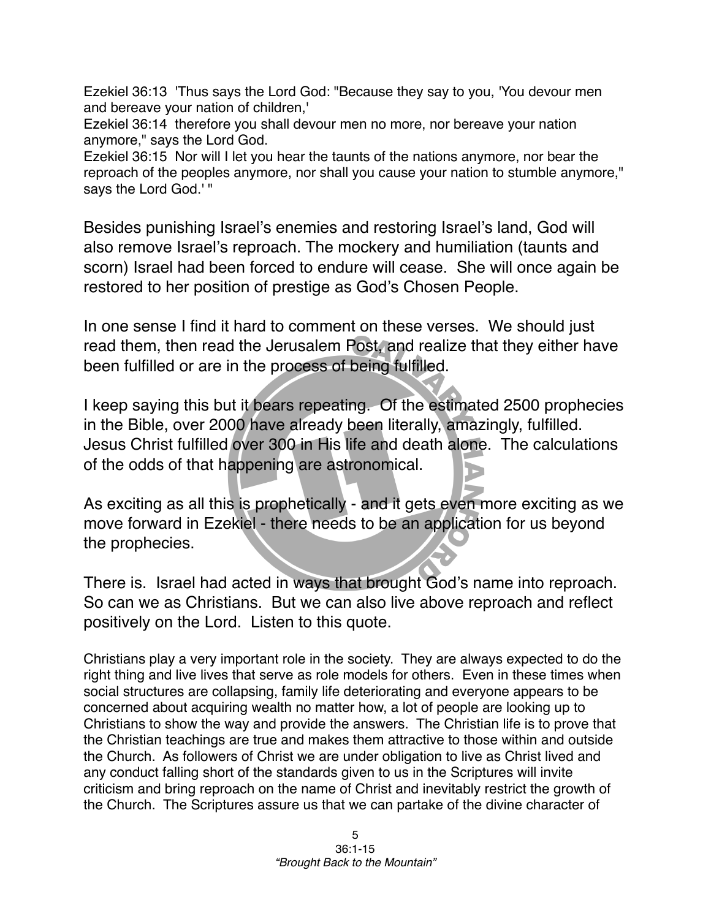Ezekiel 36:13 'Thus says the Lord God: "Because they say to you, 'You devour men and bereave your nation of children,'

Ezekiel 36:14 therefore you shall devour men no more, nor bereave your nation anymore," says the Lord God.

Ezekiel 36:15 Nor will I let you hear the taunts of the nations anymore, nor bear the reproach of the peoples anymore, nor shall you cause your nation to stumble anymore," says the Lord God.' "

Besides punishing Israel's enemies and restoring Israel's land, God will also remove Israel's reproach. The mockery and humiliation (taunts and scorn) Israel had been forced to endure will cease. She will once again be restored to her position of prestige as God's Chosen People.

In one sense I find it hard to comment on these verses. We should just read them, then read the Jerusalem Post, and realize that they either have been fulfilled or are in the process of being fulfilled.

I keep saying this but it bears repeating. Of the estimated 2500 prophecies in the Bible, over 2000 have already been literally, amazingly, fulfilled. Jesus Christ fulfilled over 300 in His life and death alone. The calculations of the odds of that happening are astronomical.

As exciting as all this is prophetically - and it gets even more exciting as we move forward in Ezekiel - there needs to be an application for us beyond the prophecies.

There is. Israel had acted in ways that brought God's name into reproach. So can we as Christians. But we can also live above reproach and reflect positively on the Lord. Listen to this quote.

Christians play a very important role in the society. They are always expected to do the right thing and live lives that serve as role models for others. Even in these times when social structures are collapsing, family life deteriorating and everyone appears to be concerned about acquiring wealth no matter how, a lot of people are looking up to Christians to show the way and provide the answers. The Christian life is to prove that the Christian teachings are true and makes them attractive to those within and outside the Church. As followers of Christ we are under obligation to live as Christ lived and any conduct falling short of the standards given to us in the Scriptures will invite criticism and bring reproach on the name of Christ and inevitably restrict the growth of the Church. The Scriptures assure us that we can partake of the divine character of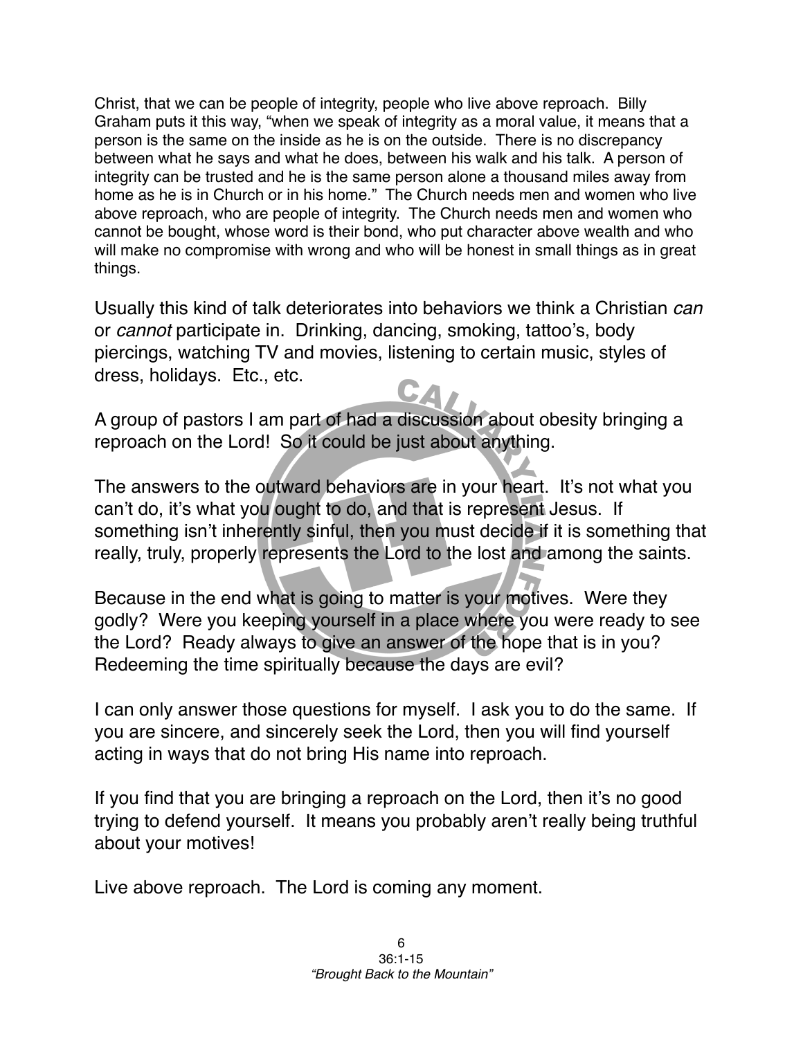Christ, that we can be people of integrity, people who live above reproach. Billy Graham puts it this way, "when we speak of integrity as a moral value, it means that a person is the same on the inside as he is on the outside. There is no discrepancy between what he says and what he does, between his walk and his talk. A person of integrity can be trusted and he is the same person alone a thousand miles away from home as he is in Church or in his home." The Church needs men and women who live above reproach, who are people of integrity. The Church needs men and women who cannot be bought, whose word is their bond, who put character above wealth and who will make no compromise with wrong and who will be honest in small things as in great things.

Usually this kind of talk deteriorates into behaviors we think a Christian *can* or *cannot* participate in. Drinking, dancing, smoking, tattoo's, body piercings, watching TV and movies, listening to certain music, styles of dress, holidays. Etc., etc.

A group of pastors I am part of had a discussion about obesity bringing a reproach on the Lord! So it could be just about anything.

The answers to the outward behaviors are in your heart. It's not what you can't do, it's what you ought to do, and that is represent Jesus. If something isn't inherently sinful, then you must decide if it is something that really, truly, properly represents the Lord to the lost and among the saints.

Because in the end what is going to matter is your motives. Were they godly? Were you keeping yourself in a place where you were ready to see the Lord? Ready always to give an answer of the hope that is in you? Redeeming the time spiritually because the days are evil?

I can only answer those questions for myself. I ask you to do the same. If you are sincere, and sincerely seek the Lord, then you will find yourself acting in ways that do not bring His name into reproach.

If you find that you are bringing a reproach on the Lord, then it's no good trying to defend yourself. It means you probably aren't really being truthful about your motives!

Live above reproach. The Lord is coming any moment.